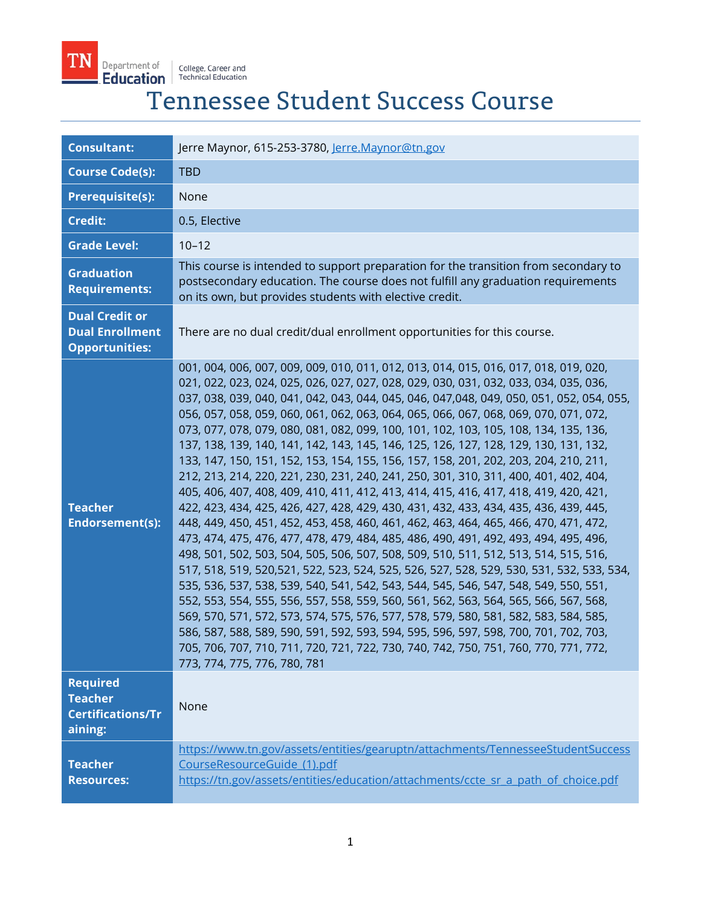# Tennessee Student Success Course

| | |
|---|---|
| **Consultant:** | Jerre Maynor, 615-253-3780, Jerre.Maynor@tn.gov |
| **Course Code(s):** | TBD |
| **Prerequisite(s):** | None |
| **Credit:** | 0.5, Elective |
| **Grade Level:** | 10–12 |
| **Graduation Requirements:** | This course is intended to support preparation for the transition from secondary to postsecondary education. The course does not fulfill any graduation requirements on its own, but provides students with elective credit. |
| **Dual Credit or Dual Enrollment Opportunities:** | There are no dual credit/dual enrollment opportunities for this course. |
| **Teacher Endorsement(s):** | 001, 004, 006, 007, 009, 009, 010, 011, 012, 013, 014, 015, 016, 017, 018, 019, 020, 021, 022, 023, 024, 025, 026, 027, 027, 028, 029, 030, 031, 032, 033, 034, 035, 036, 037, 038, 039, 040, 041, 042, 043, 044, 045, 046, 047,048, 049, 050, 051, 052, 054, 055, 056, 057, 058, 059, 060, 061, 062, 063, 064, 065, 066, 067, 068, 069, 070, 071, 072, 073, 077, 078, 079, 080, 081, 082, 099, 100, 101, 102, 103, 105, 108, 134, 135, 136, 137, 138, 139, 140, 141, 142, 143, 145, 146, 125, 126, 127, 128, 129, 130, 131, 132, 133, 147, 150, 151, 152, 153, 154, 155, 156, 157, 158, 201, 202, 203, 204, 210, 211, 212, 213, 214, 220, 221, 230, 231, 240, 241, 250, 301, 310, 311, 400, 401, 402, 404, 405, 406, 407, 408, 409, 410, 411, 412, 413, 414, 415, 416, 417, 418, 419, 420, 421, 422, 423, 434, 425, 426, 427, 428, 429, 430, 431, 432, 433, 434, 435, 436, 439, 445, 448, 449, 450, 451, 452, 453, 458, 460, 461, 462, 463, 464, 465, 466, 470, 471, 472, 473, 474, 475, 476, 477, 478, 479, 484, 485, 486, 490, 491, 492, 493, 494, 495, 496, 498, 501, 502, 503, 504, 505, 506, 507, 508, 509, 510, 511, 512, 513, 514, 515, 516, 517, 518, 519, 520,521, 522, 523, 524, 525, 526, 527, 528, 529, 530, 531, 532, 533, 534, 535, 536, 537, 538, 539, 540, 541, 542, 543, 544, 545, 546, 547, 548, 549, 550, 551, 552, 553, 554, 555, 556, 557, 558, 559, 560, 561, 562, 563, 564, 565, 566, 567, 568, 569, 570, 571, 572, 573, 574, 575, 576, 577, 578, 579, 580, 581, 582, 583, 584, 585, 586, 587, 588, 589, 590, 591, 592, 593, 594, 595, 596, 597, 598, 700, 701, 702, 703, 705, 706, 707, 710, 711, 720, 721, 722, 730, 740, 742, 750, 751, 760, 770, 771, 772, 773, 774, 775, 776, 780, 781 |
| **Required Teacher Certifications/Training:** | None |
| **Teacher Resources:** | https://www.tn.gov/assets/entities/gearuptn/attachments/TennesseeStudentSuccessCourseResourceGuide_(1).pdf<br>https://tn.gov/assets/entities/education/attachments/ccte_sr_a_path_of_choice.pdf |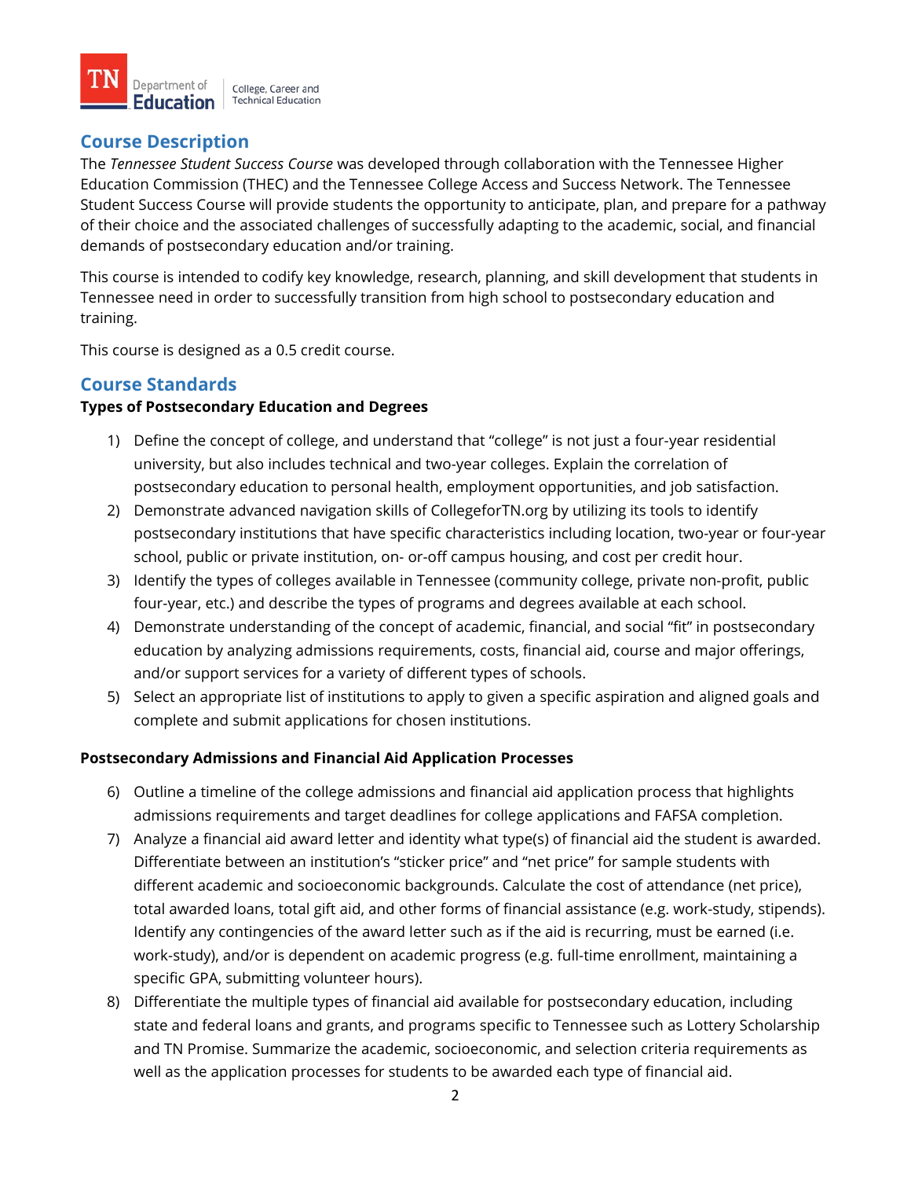## Course Description

The *Tennessee Student Success Course* was developed through collaboration with the Tennessee Higher Education Commission (THEC) and the Tennessee College Access and Success Network. The Tennessee Student Success Course will provide students the opportunity to anticipate, plan, and prepare for a pathway of their choice and the associated challenges of successfully adapting to the academic, social, and financial demands of postsecondary education and/or training.

This course is intended to codify key knowledge, research, planning, and skill development that students in Tennessee need in order to successfully transition from high school to postsecondary education and training.

This course is designed as a 0.5 credit course.

## Course Standards

**Types of Postsecondary Education and Degrees**

1) Define the concept of college, and understand that "college" is not just a four-year residential university, but also includes technical and two-year colleges. Explain the correlation of postsecondary education to personal health, employment opportunities, and job satisfaction.
2) Demonstrate advanced navigation skills of CollegeforTN.org by utilizing its tools to identify postsecondary institutions that have specific characteristics including location, two-year or four-year school, public or private institution, on- or-off campus housing, and cost per credit hour.
3) Identify the types of colleges available in Tennessee (community college, private non-profit, public four-year, etc.) and describe the types of programs and degrees available at each school.
4) Demonstrate understanding of the concept of academic, financial, and social "fit" in postsecondary education by analyzing admissions requirements, costs, financial aid, course and major offerings, and/or support services for a variety of different types of schools.
5) Select an appropriate list of institutions to apply to given a specific aspiration and aligned goals and complete and submit applications for chosen institutions.

**Postsecondary Admissions and Financial Aid Application Processes**

6) Outline a timeline of the college admissions and financial aid application process that highlights admissions requirements and target deadlines for college applications and FAFSA completion.
7) Analyze a financial aid award letter and identity what type(s) of financial aid the student is awarded. Differentiate between an institution's "sticker price" and "net price" for sample students with different academic and socioeconomic backgrounds. Calculate the cost of attendance (net price), total awarded loans, total gift aid, and other forms of financial assistance (e.g. work-study, stipends). Identify any contingencies of the award letter such as if the aid is recurring, must be earned (i.e. work-study), and/or is dependent on academic progress (e.g. full-time enrollment, maintaining a specific GPA, submitting volunteer hours).
8) Differentiate the multiple types of financial aid available for postsecondary education, including state and federal loans and grants, and programs specific to Tennessee such as Lottery Scholarship and TN Promise. Summarize the academic, socioeconomic, and selection criteria requirements as well as the application processes for students to be awarded each type of financial aid.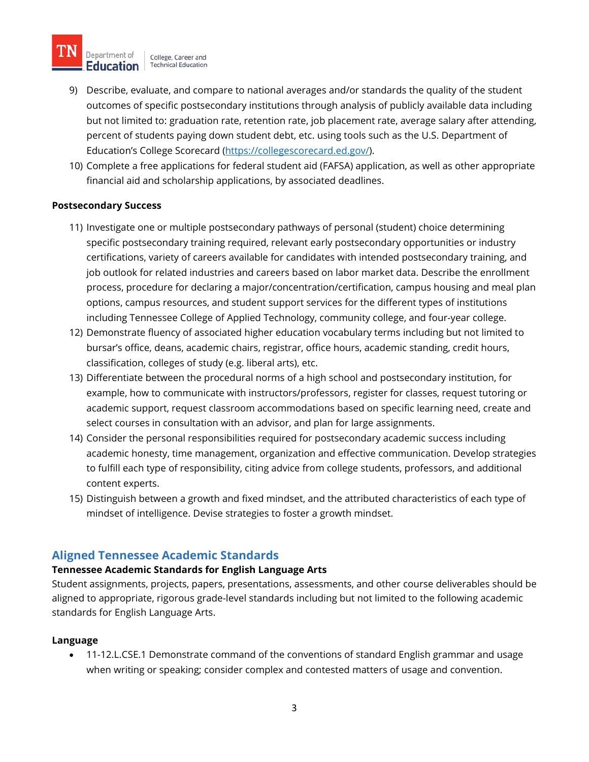9) Describe, evaluate, and compare to national averages and/or standards the quality of the student outcomes of specific postsecondary institutions through analysis of publicly available data including but not limited to: graduation rate, retention rate, job placement rate, average salary after attending, percent of students paying down student debt, etc. using tools such as the U.S. Department of Education's College Scorecard (https://collegescorecard.ed.gov/).
10) Complete a free applications for federal student aid (FAFSA) application, as well as other appropriate financial aid and scholarship applications, by associated deadlines.

**Postsecondary Success**

11) Investigate one or multiple postsecondary pathways of personal (student) choice determining specific postsecondary training required, relevant early postsecondary opportunities or industry certifications, variety of careers available for candidates with intended postsecondary training, and job outlook for related industries and careers based on labor market data. Describe the enrollment process, procedure for declaring a major/concentration/certification, campus housing and meal plan options, campus resources, and student support services for the different types of institutions including Tennessee College of Applied Technology, community college, and four-year college.
12) Demonstrate fluency of associated higher education vocabulary terms including but not limited to bursar's office, deans, academic chairs, registrar, office hours, academic standing, credit hours, classification, colleges of study (e.g. liberal arts), etc.
13) Differentiate between the procedural norms of a high school and postsecondary institution, for example, how to communicate with instructors/professors, register for classes, request tutoring or academic support, request classroom accommodations based on specific learning need, create and select courses in consultation with an advisor, and plan for large assignments.
14) Consider the personal responsibilities required for postsecondary academic success including academic honesty, time management, organization and effective communication. Develop strategies to fulfill each type of responsibility, citing advice from college students, professors, and additional content experts.
15) Distinguish between a growth and fixed mindset, and the attributed characteristics of each type of mindset of intelligence. Devise strategies to foster a growth mindset.

## Aligned Tennessee Academic Standards

**Tennessee Academic Standards for English Language Arts**

Student assignments, projects, papers, presentations, assessments, and other course deliverables should be aligned to appropriate, rigorous grade-level standards including but not limited to the following academic standards for English Language Arts.

**Language**

- 11-12.L.CSE.1 Demonstrate command of the conventions of standard English grammar and usage when writing or speaking; consider complex and contested matters of usage and convention.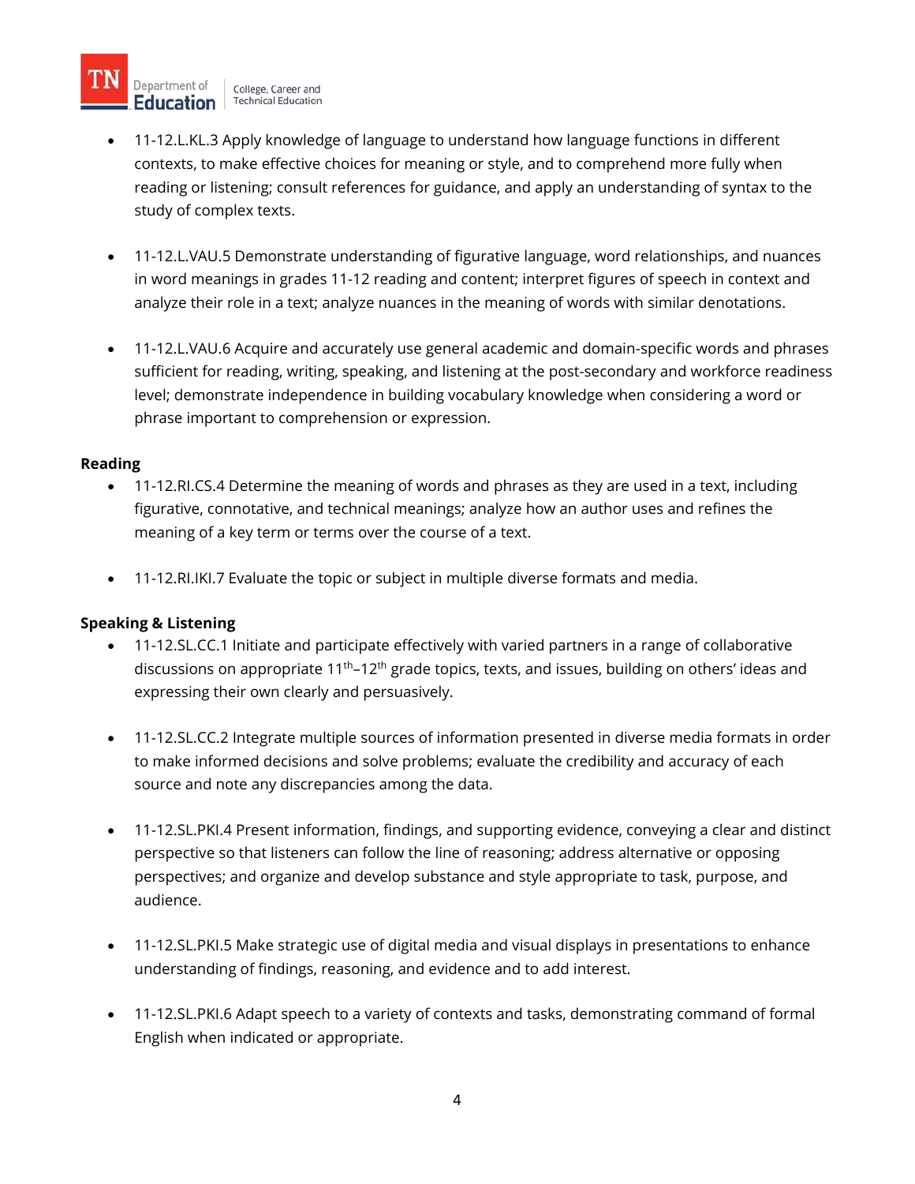- 11-12.L.KL.3 Apply knowledge of language to understand how language functions in different contexts, to make effective choices for meaning or style, and to comprehend more fully when reading or listening; consult references for guidance, and apply an understanding of syntax to the study of complex texts.

- 11-12.L.VAU.5 Demonstrate understanding of figurative language, word relationships, and nuances in word meanings in grades 11-12 reading and content; interpret figures of speech in context and analyze their role in a text; analyze nuances in the meaning of words with similar denotations.

- 11-12.L.VAU.6 Acquire and accurately use general academic and domain-specific words and phrases sufficient for reading, writing, speaking, and listening at the post-secondary and workforce readiness level; demonstrate independence in building vocabulary knowledge when considering a word or phrase important to comprehension or expression.

**Reading**

- 11-12.RI.CS.4 Determine the meaning of words and phrases as they are used in a text, including figurative, connotative, and technical meanings; analyze how an author uses and refines the meaning of a key term or terms over the course of a text.

- 11-12.RI.IKI.7 Evaluate the topic or subject in multiple diverse formats and media.

**Speaking & Listening**

- 11-12.SL.CC.1 Initiate and participate effectively with varied partners in a range of collaborative discussions on appropriate 11th–12th grade topics, texts, and issues, building on others' ideas and expressing their own clearly and persuasively.

- 11-12.SL.CC.2 Integrate multiple sources of information presented in diverse media formats in order to make informed decisions and solve problems; evaluate the credibility and accuracy of each source and note any discrepancies among the data.

- 11-12.SL.PKI.4 Present information, findings, and supporting evidence, conveying a clear and distinct perspective so that listeners can follow the line of reasoning; address alternative or opposing perspectives; and organize and develop substance and style appropriate to task, purpose, and audience.

- 11-12.SL.PKI.5 Make strategic use of digital media and visual displays in presentations to enhance understanding of findings, reasoning, and evidence and to add interest.

- 11-12.SL.PKI.6 Adapt speech to a variety of contexts and tasks, demonstrating command of formal English when indicated or appropriate.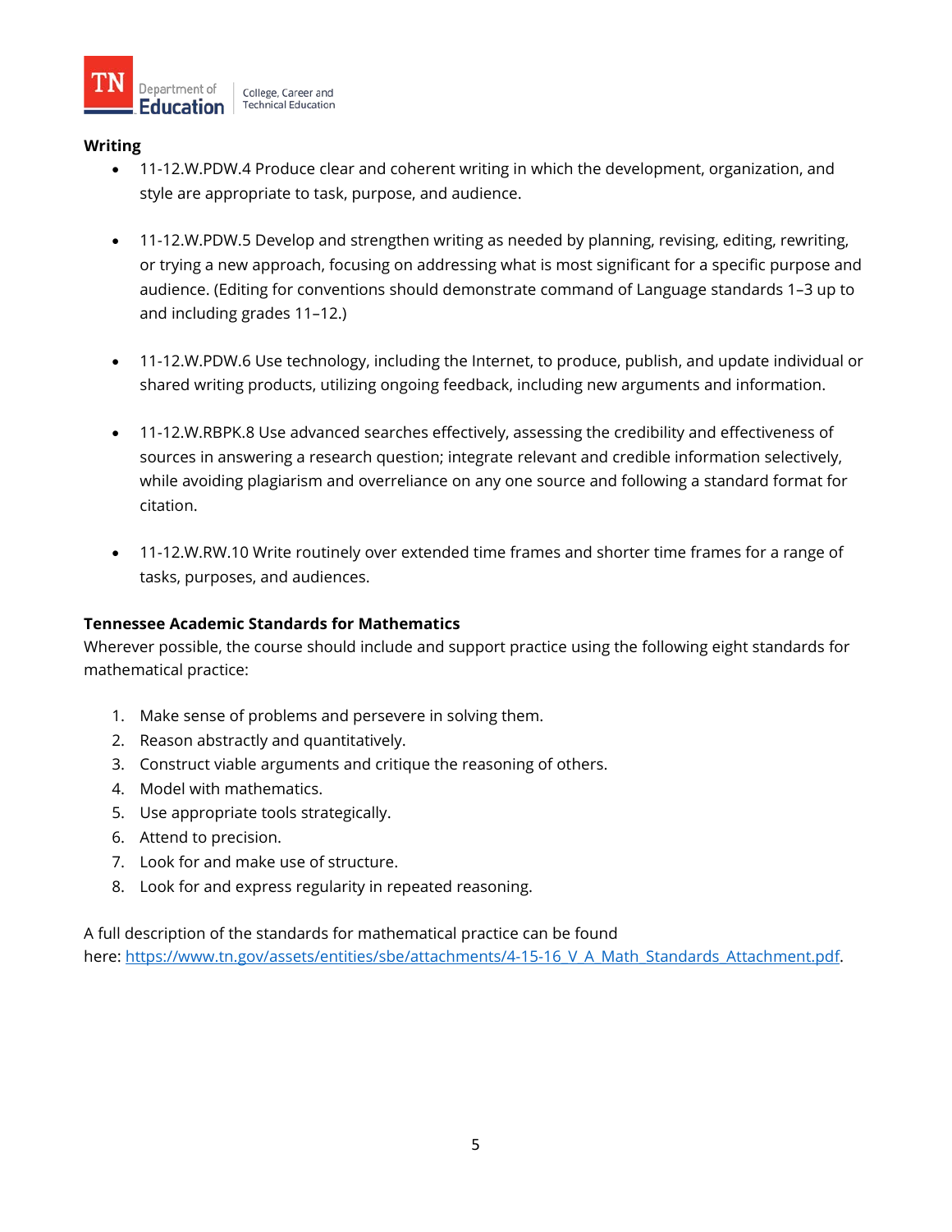**Writing**

- 11-12.W.PDW.4 Produce clear and coherent writing in which the development, organization, and style are appropriate to task, purpose, and audience.

- 11-12.W.PDW.5 Develop and strengthen writing as needed by planning, revising, editing, rewriting, or trying a new approach, focusing on addressing what is most significant for a specific purpose and audience. (Editing for conventions should demonstrate command of Language standards 1–3 up to and including grades 11–12.)

- 11-12.W.PDW.6 Use technology, including the Internet, to produce, publish, and update individual or shared writing products, utilizing ongoing feedback, including new arguments and information.

- 11-12.W.RBPK.8 Use advanced searches effectively, assessing the credibility and effectiveness of sources in answering a research question; integrate relevant and credible information selectively, while avoiding plagiarism and overreliance on any one source and following a standard format for citation.

- 11-12.W.RW.10 Write routinely over extended time frames and shorter time frames for a range of tasks, purposes, and audiences.

**Tennessee Academic Standards for Mathematics**

Wherever possible, the course should include and support practice using the following eight standards for mathematical practice:

1. Make sense of problems and persevere in solving them.
2. Reason abstractly and quantitatively.
3. Construct viable arguments and critique the reasoning of others.
4. Model with mathematics.
5. Use appropriate tools strategically.
6. Attend to precision.
7. Look for and make use of structure.
8. Look for and express regularity in repeated reasoning.

A full description of the standards for mathematical practice can be found here: [https://www.tn.gov/assets/entities/sbe/attachments/4-15-16_V_A_Math_Standards_Attachment.pdf](https://www.tn.gov/assets/entities/sbe/attachments/4-15-16_V_A_Math_Standards_Attachment.pdf).